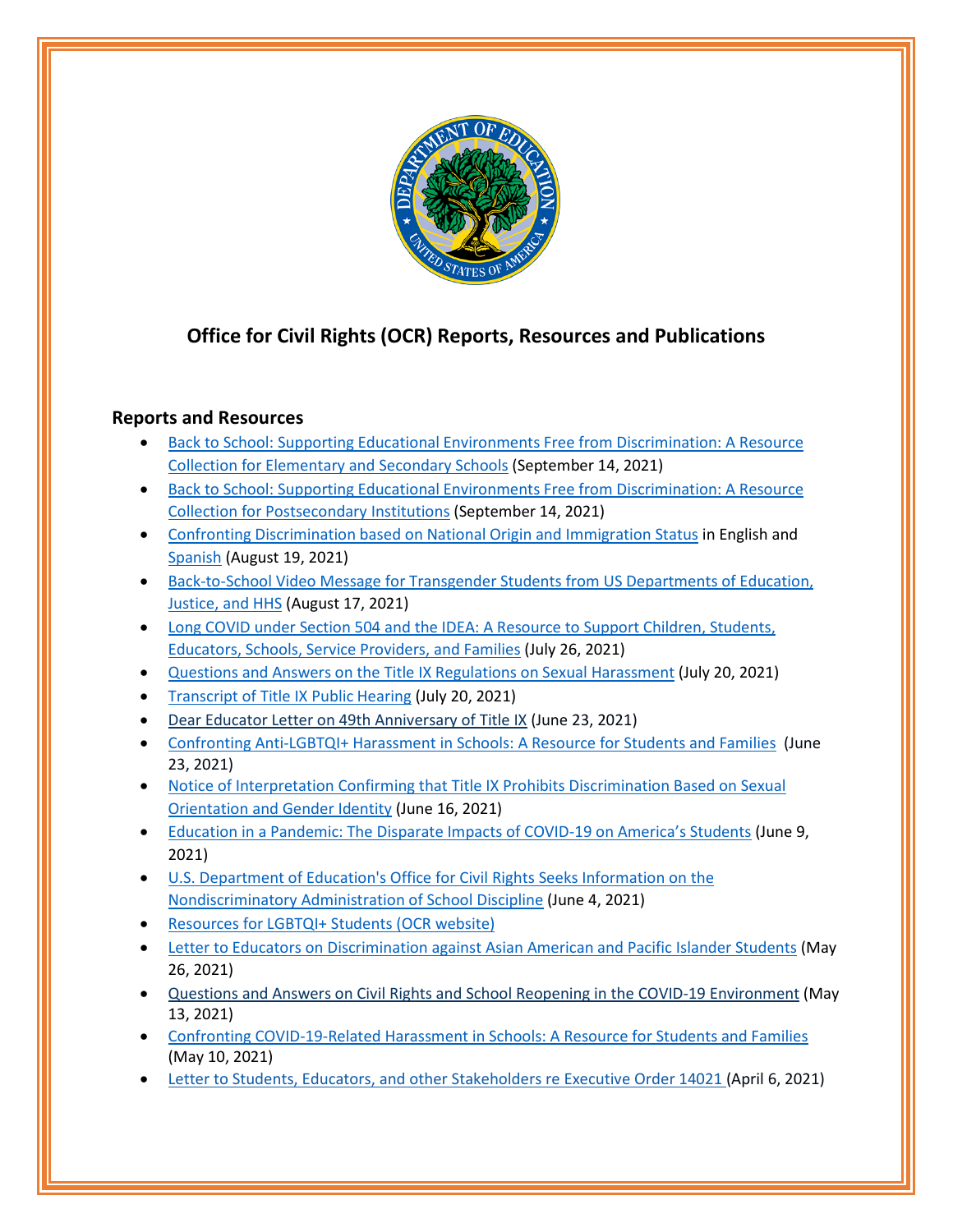# Office for Civil Rights (OCR) Reports, Resources and Publications

## Reports and Resources

- Back to School: Supporting Educational Environments Free from Discrimination: A Resource Collection for Elementary and Secondary Schools (September 14, 2021)
- Back to School: Supporting Educational Environments Free from Discrimination: A Resource Collection for Postsecondary Institutions (September 14, 2021)
- Confronting Discrimination based on National Origin and Immigration Status in English and Spanish (August 19, 2021)
- Back-to-School Video Message for Transgender Students from US Departments of Education, Justice, and HHS (August 17, 2021)
- Long COVID under Section 504 and the IDEA: A Resource to Support Children, Students, Educators, Schools, Service Providers, and Families (July 26, 2021)
- Questions and Answers on the Title IX Regulations on Sexual Harassment (July 20, 2021)
- Transcript of Title IX Public Hearing (July 20, 2021)
- Dear Educator Letter on 49th Anniversary of Title IX (June 23, 2021)
- Confronting Anti-LGBTQI+ Harassment in Schools: A Resource for Students and Families (June 23, 2021)
- Notice of Interpretation Confirming that Title IX Prohibits Discrimination Based on Sexual Orientation and Gender Identity (June 16, 2021)
- Education in a Pandemic: The Disparate Impacts of COVID-19 on America's Students (June 9, 2021)
- U.S. Department of Education's Office for Civil Rights Seeks Information on the Nondiscriminatory Administration of School Discipline (June 4, 2021)
- Resources for LGBTQI+ Students (OCR website)
- Letter to Educators on Discrimination against Asian American and Pacific Islander Students (May 26, 2021)
- Questions and Answers on Civil Rights and School Reopening in the COVID-19 Environment (May 13, 2021)
- Confronting COVID-19-Related Harassment in Schools: A Resource for Students and Families (May 10, 2021)
- Letter to Students, Educators, and other Stakeholders re Executive Order 14021 (April 6, 2021)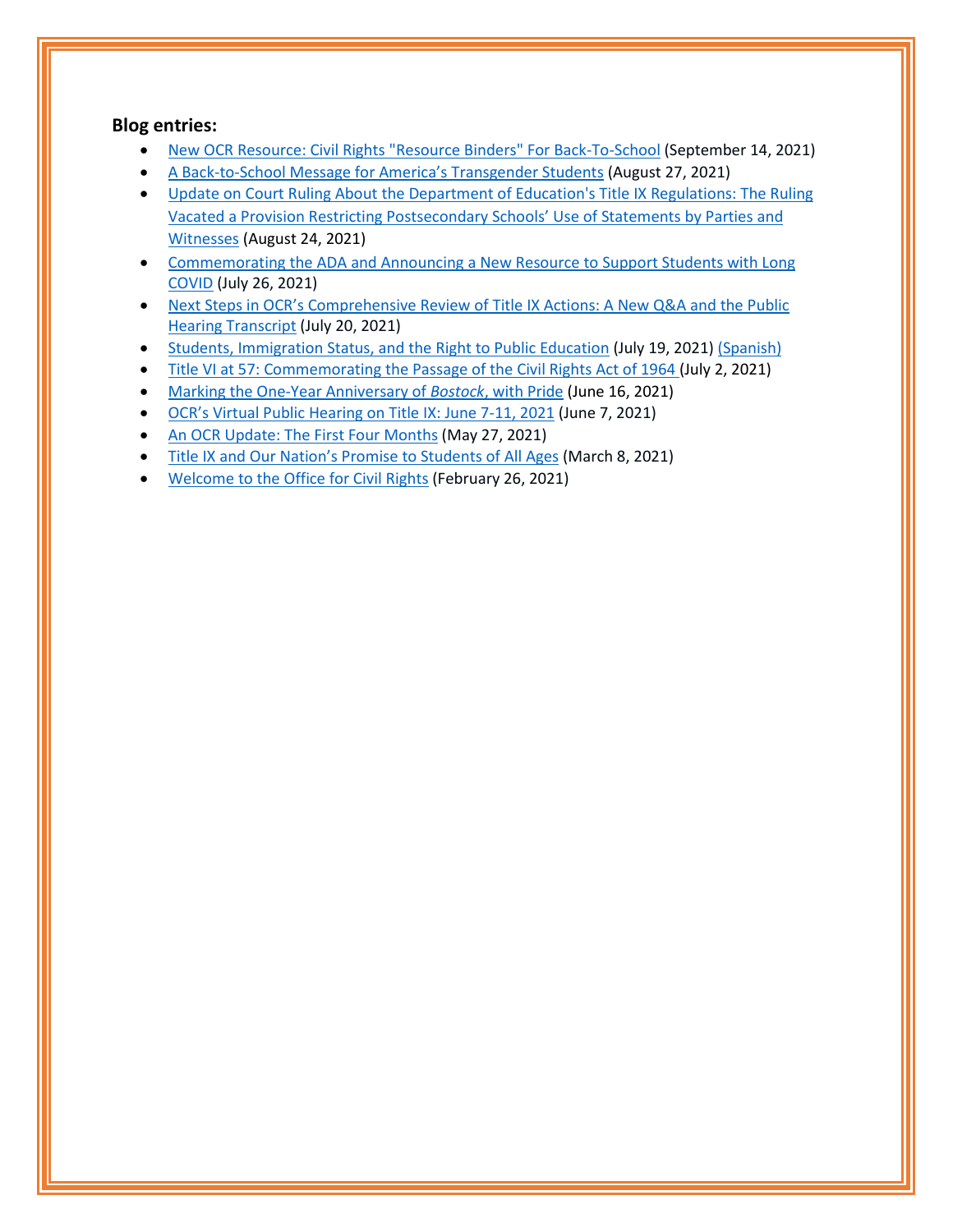**Blog entries:**

- New OCR Resource: Civil Rights "Resource Binders" For Back-To-School (September 14, 2021)
- A Back-to-School Message for America's Transgender Students (August 27, 2021)
- Update on Court Ruling About the Department of Education's Title IX Regulations: The Ruling Vacated a Provision Restricting Postsecondary Schools' Use of Statements by Parties and Witnesses (August 24, 2021)
- Commemorating the ADA and Announcing a New Resource to Support Students with Long COVID (July 26, 2021)
- Next Steps in OCR's Comprehensive Review of Title IX Actions: A New Q&A and the Public Hearing Transcript (July 20, 2021)
- Students, Immigration Status, and the Right to Public Education (July 19, 2021) (Spanish)
- Title VI at 57: Commemorating the Passage of the Civil Rights Act of 1964 (July 2, 2021)
- Marking the One-Year Anniversary of *Bostock*, with Pride (June 16, 2021)
- OCR's Virtual Public Hearing on Title IX: June 7-11, 2021 (June 7, 2021)
- An OCR Update: The First Four Months (May 27, 2021)
- Title IX and Our Nation's Promise to Students of All Ages (March 8, 2021)
- Welcome to the Office for Civil Rights (February 26, 2021)